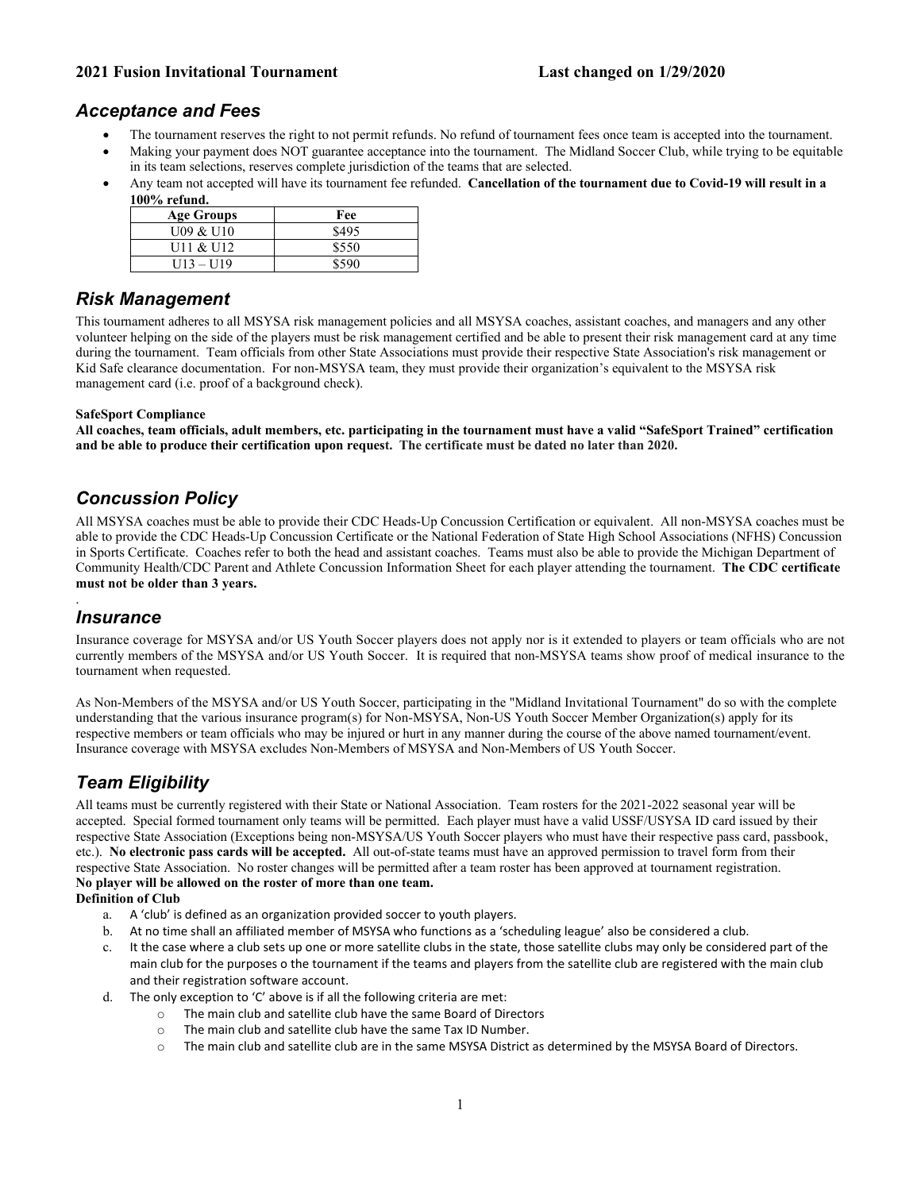**2021 Fusion Invitational Tournament** **Last changed on 1/29/2020**

## *Acceptance and Fees*

- The tournament reserves the right to not permit refunds. No refund of tournament fees once team is accepted into the tournament.
- Making your payment does NOT guarantee acceptance into the tournament. The Midland Soccer Club, while trying to be equitable in its team selections, reserves complete jurisdiction of the teams that are selected.
- Any team not accepted will have its tournament fee refunded. **Cancellation of the tournament due to Covid-19 will result in a 100% refund.**

| Age Groups | Fee |
| --- | --- |
| U09 & U10 | $495 |
| U11 & U12 | $550 |
| U13 – U19 | $590 |

## *Risk Management*

This tournament adheres to all MSYSA risk management policies and all MSYSA coaches, assistant coaches, and managers and any other volunteer helping on the side of the players must be risk management certified and be able to present their risk management card at any time during the tournament. Team officials from other State Associations must provide their respective State Association's risk management or Kid Safe clearance documentation. For non-MSYSA team, they must provide their organization's equivalent to the MSYSA risk management card (i.e. proof of a background check).

**SafeSport Compliance**

**All coaches, team officials, adult members, etc. participating in the tournament must have a valid "SafeSport Trained" certification and be able to produce their certification upon request. The certificate must be dated no later than 2020.**

## *Concussion Policy*

All MSYSA coaches must be able to provide their CDC Heads-Up Concussion Certification or equivalent. All non-MSYSA coaches must be able to provide the CDC Heads-Up Concussion Certificate or the National Federation of State High School Associations (NFHS) Concussion in Sports Certificate. Coaches refer to both the head and assistant coaches. Teams must also be able to provide the Michigan Department of Community Health/CDC Parent and Athlete Concussion Information Sheet for each player attending the tournament. **The CDC certificate must not be older than 3 years.**

## *Insurance*

Insurance coverage for MSYSA and/or US Youth Soccer players does not apply nor is it extended to players or team officials who are not currently members of the MSYSA and/or US Youth Soccer. It is required that non-MSYSA teams show proof of medical insurance to the tournament when requested.

As Non-Members of the MSYSA and/or US Youth Soccer, participating in the "Midland Invitational Tournament" do so with the complete understanding that the various insurance program(s) for Non-MSYSA, Non-US Youth Soccer Member Organization(s) apply for its respective members or team officials who may be injured or hurt in any manner during the course of the above named tournament/event. Insurance coverage with MSYSA excludes Non-Members of MSYSA and Non-Members of US Youth Soccer.

## *Team Eligibility*

All teams must be currently registered with their State or National Association. Team rosters for the 2021-2022 seasonal year will be accepted. Special formed tournament only teams will be permitted. Each player must have a valid USSF/USYSA ID card issued by their respective State Association (Exceptions being non-MSYSA/US Youth Soccer players who must have their respective pass card, passbook, etc.). **No electronic pass cards will be accepted.** All out-of-state teams must have an approved permission to travel form from their respective State Association. No roster changes will be permitted after a team roster has been approved at tournament registration.
**No player will be allowed on the roster of more than one team.**

**Definition of Club**

a. A 'club' is defined as an organization provided soccer to youth players.
b. At no time shall an affiliated member of MSYSA who functions as a 'scheduling league' also be considered a club.
c. It the case where a club sets up one or more satellite clubs in the state, those satellite clubs may only be considered part of the main club for the purposes o the tournament if the teams and players from the satellite club are registered with the main club and their registration software account.
d. The only exception to 'C' above is if all the following criteria are met:
   - The main club and satellite club have the same Board of Directors
   - The main club and satellite club have the same Tax ID Number.
   - The main club and satellite club are in the same MSYSA District as determined by the MSYSA Board of Directors.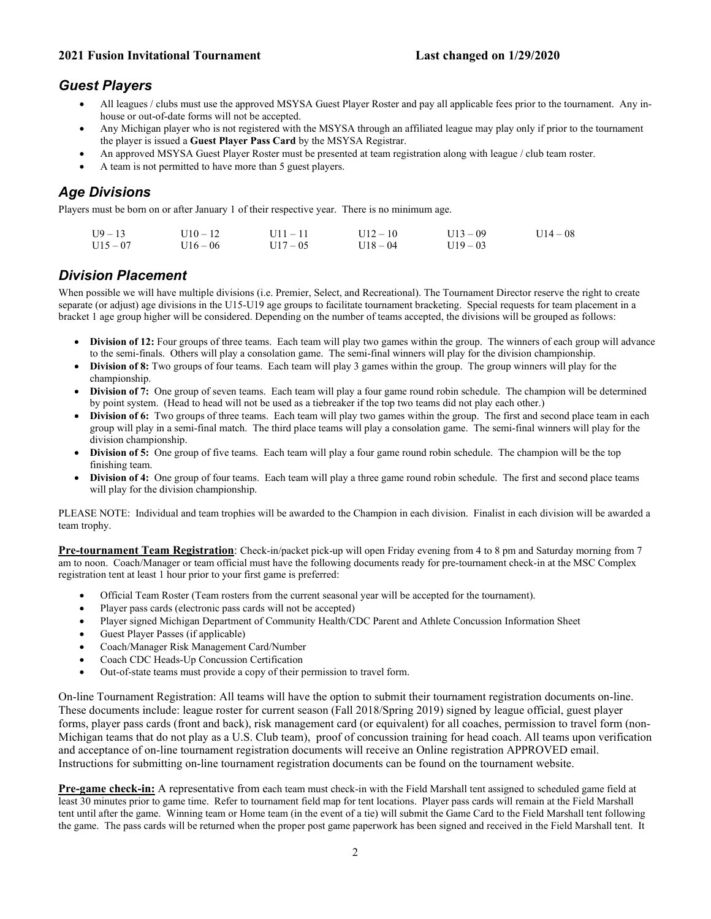## *Guest Players*

- All leagues / clubs must use the approved MSYSA Guest Player Roster and pay all applicable fees prior to the tournament. Any in-house or out-of-date forms will not be accepted.
- Any Michigan player who is not registered with the MSYSA through an affiliated league may play only if prior to the tournament the player is issued a **Guest Player Pass Card** by the MSYSA Registrar.
- An approved MSYSA Guest Player Roster must be presented at team registration along with league / club team roster.
- A team is not permitted to have more than 5 guest players.

## *Age Divisions*

Players must be born on or after January 1 of their respective year. There is no minimum age.

| | | | | | |
|---|---|---|---|---|---|
| U9 – 13 | U10 – 12 | U11 – 11 | U12 – 10 | U13 – 09 | U14 – 08 |
| U15 – 07 | U16 – 06 | U17 – 05 | U18 – 04 | U19 – 03 | |

## *Division Placement*

When possible we will have multiple divisions (i.e. Premier, Select, and Recreational). The Tournament Director reserve the right to create separate (or adjust) age divisions in the U15-U19 age groups to facilitate tournament bracketing. Special requests for team placement in a bracket 1 age group higher will be considered. Depending on the number of teams accepted, the divisions will be grouped as follows:

- **Division of 12:** Four groups of three teams. Each team will play two games within the group. The winners of each group will advance to the semi-finals. Others will play a consolation game. The semi-final winners will play for the division championship.
- **Division of 8:** Two groups of four teams. Each team will play 3 games within the group. The group winners will play for the championship.
- **Division of 7:** One group of seven teams. Each team will play a four game round robin schedule. The champion will be determined by point system. (Head to head will not be used as a tiebreaker if the top two teams did not play each other.)
- **Division of 6:** Two groups of three teams. Each team will play two games within the group. The first and second place team in each group will play in a semi-final match. The third place teams will play a consolation game. The semi-final winners will play for the division championship.
- **Division of 5:** One group of five teams. Each team will play a four game round robin schedule. The champion will be the top finishing team.
- **Division of 4:** One group of four teams. Each team will play a three game round robin schedule. The first and second place teams will play for the division championship.

PLEASE NOTE: Individual and team trophies will be awarded to the Champion in each division. Finalist in each division will be awarded a team trophy.

**Pre-tournament Team Registration**: Check-in/packet pick-up will open Friday evening from 4 to 8 pm and Saturday morning from 7 am to noon. Coach/Manager or team official must have the following documents ready for pre-tournament check-in at the MSC Complex registration tent at least 1 hour prior to your first game is preferred:

- Official Team Roster (Team rosters from the current seasonal year will be accepted for the tournament).
- Player pass cards (electronic pass cards will not be accepted)
- Player signed Michigan Department of Community Health/CDC Parent and Athlete Concussion Information Sheet
- Guest Player Passes (if applicable)
- Coach/Manager Risk Management Card/Number
- Coach CDC Heads-Up Concussion Certification
- Out-of-state teams must provide a copy of their permission to travel form.

On-line Tournament Registration: All teams will have the option to submit their tournament registration documents on-line. These documents include: league roster for current season (Fall 2018/Spring 2019) signed by league official, guest player forms, player pass cards (front and back), risk management card (or equivalent) for all coaches, permission to travel form (non-Michigan teams that do not play as a U.S. Club team), proof of concussion training for head coach. All teams upon verification and acceptance of on-line tournament registration documents will receive an Online registration APPROVED email. Instructions for submitting on-line tournament registration documents can be found on the tournament website.

**Pre-game check-in:** A representative from each team must check-in with the Field Marshall tent assigned to scheduled game field at least 30 minutes prior to game time. Refer to tournament field map for tent locations. Player pass cards will remain at the Field Marshall tent until after the game. Winning team or Home team (in the event of a tie) will submit the Game Card to the Field Marshall tent following the game. The pass cards will be returned when the proper post game paperwork has been signed and received in the Field Marshall tent. It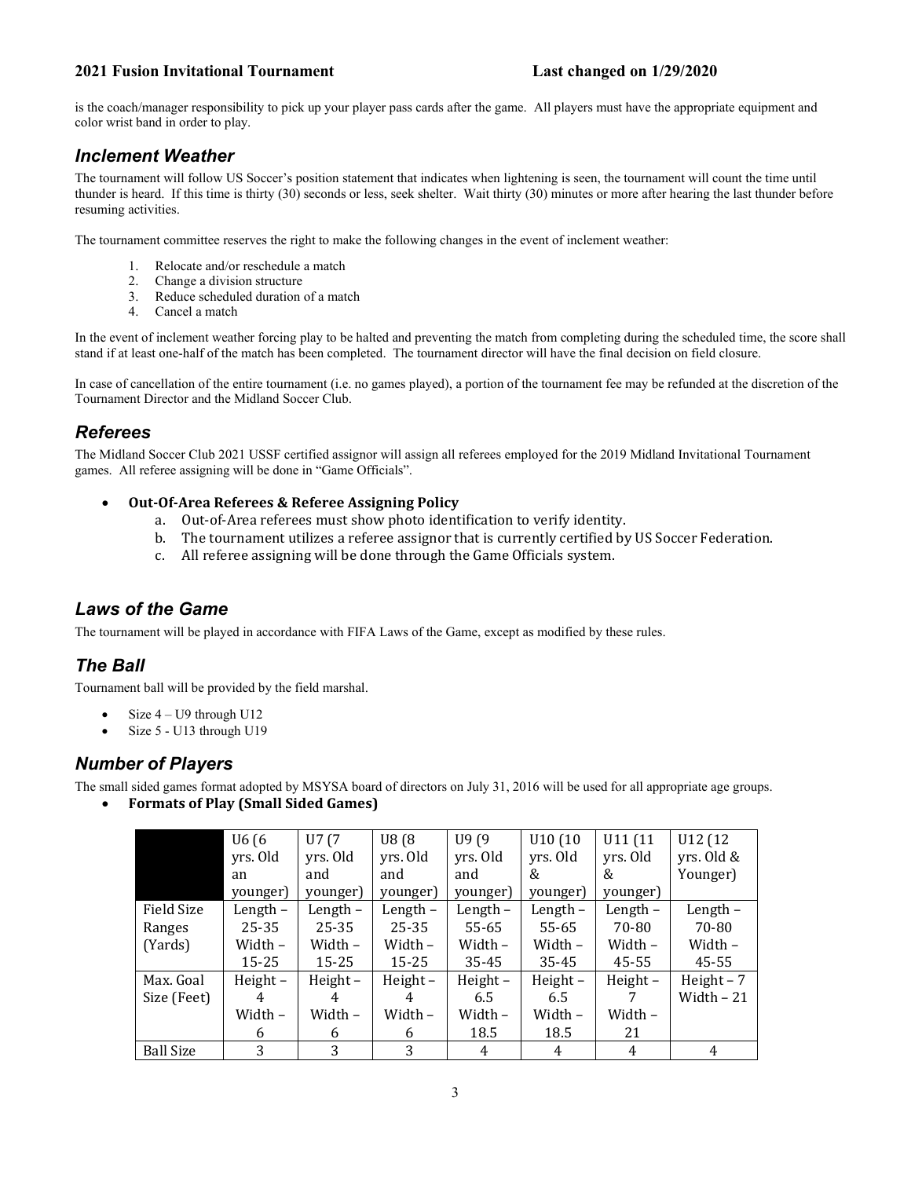is the coach/manager responsibility to pick up your player pass cards after the game. All players must have the appropriate equipment and color wrist band in order to play.

## *Inclement Weather*

The tournament will follow US Soccer's position statement that indicates when lightening is seen, the tournament will count the time until thunder is heard. If this time is thirty (30) seconds or less, seek shelter. Wait thirty (30) minutes or more after hearing the last thunder before resuming activities.

The tournament committee reserves the right to make the following changes in the event of inclement weather:

1. Relocate and/or reschedule a match
2. Change a division structure
3. Reduce scheduled duration of a match
4. Cancel a match

In the event of inclement weather forcing play to be halted and preventing the match from completing during the scheduled time, the score shall stand if at least one-half of the match has been completed. The tournament director will have the final decision on field closure.

In case of cancellation of the entire tournament (i.e. no games played), a portion of the tournament fee may be refunded at the discretion of the Tournament Director and the Midland Soccer Club.

## *Referees*

The Midland Soccer Club 2021 USSF certified assignor will assign all referees employed for the 2019 Midland Invitational Tournament games. All referee assigning will be done in "Game Officials".

- **Out-Of-Area Referees & Referee Assigning Policy**
    a. Out-of-Area referees must show photo identification to verify identity.
    b. The tournament utilizes a referee assignor that is currently certified by US Soccer Federation.
    c. All referee assigning will be done through the Game Officials system.

## *Laws of the Game*

The tournament will be played in accordance with FIFA Laws of the Game, except as modified by these rules.

## *The Ball*

Tournament ball will be provided by the field marshal.

- Size 4 – U9 through U12
- Size 5 - U13 through U19

## *Number of Players*

The small sided games format adopted by MSYSA board of directors on July 31, 2016 will be used for all appropriate age groups.

- **Formats of Play (Small Sided Games)**

| | U6 (6 yrs. Old an younger) | U7 (7 yrs. Old and younger) | U8 (8 yrs. Old and younger) | U9 (9 yrs. Old and younger) | U10 (10 yrs. Old & younger) | U11 (11 yrs. Old & younger) | U12 (12 yrs. Old & Younger) |
|---|---|---|---|---|---|---|---|
| Field Size Ranges (Yards) | Length – 25-35 Width – 15-25 | Length – 25-35 Width – 15-25 | Length – 25-35 Width – 15-25 | Length – 55-65 Width – 35-45 | Length – 55-65 Width – 35-45 | Length – 70-80 Width – 45-55 | Length – 70-80 Width – 45-55 |
| Max. Goal Size (Feet) | Height – 4 Width – 6 | Height – 4 Width – 6 | Height – 4 Width – 6 | Height – 6.5 Width – 18.5 | Height – 6.5 Width – 18.5 | Height – 7 Width – 21 | Height – 7 Width – 21 |
| Ball Size | 3 | 3 | 3 | 4 | 4 | 4 | 4 |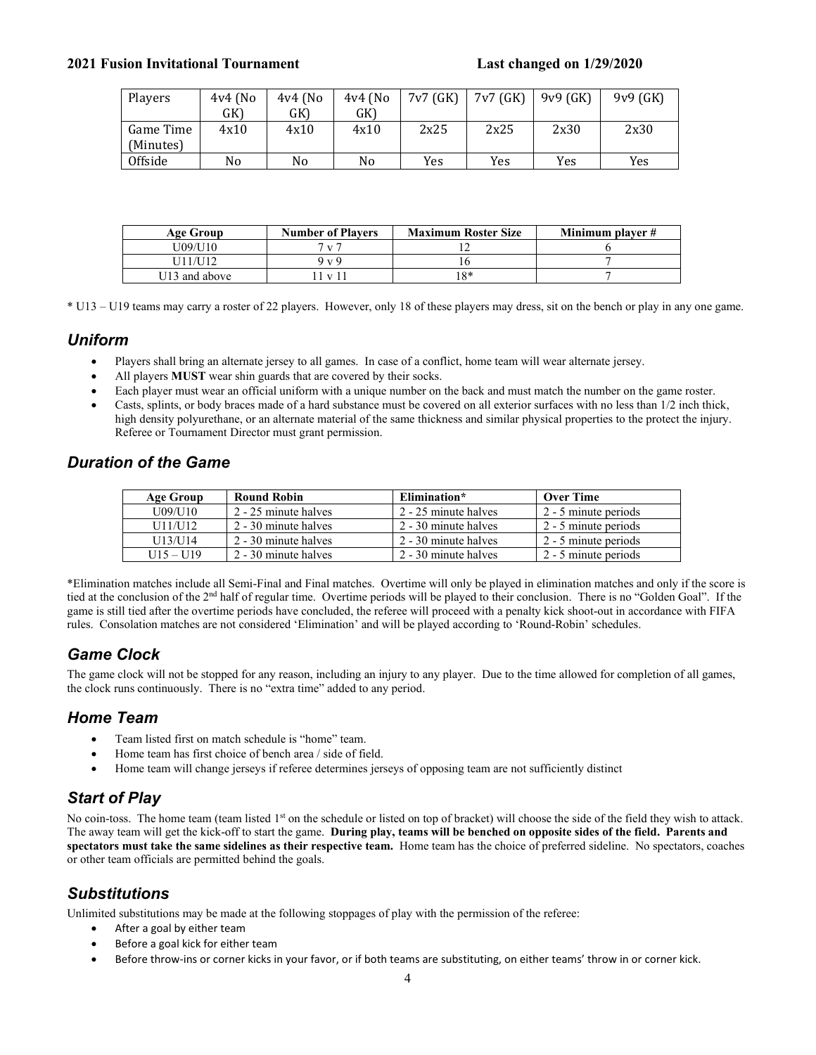| Players | 4v4 (No GK) | 4v4 (No GK) | 4v4 (No GK) | 7v7 (GK) | 7v7 (GK) | 9v9 (GK) | 9v9 (GK) |
|---|---|---|---|---|---|---|---|
| Game Time (Minutes) | 4x10 | 4x10 | 4x10 | 2x25 | 2x25 | 2x30 | 2x30 |
| Offside | No | No | No | Yes | Yes | Yes | Yes |

| Age Group | Number of Players | Maximum Roster Size | Minimum player # |
|---|---|---|---|
| U09/U10 | 7 v 7 | 12 | 6 |
| U11/U12 | 9 v 9 | 16 | 7 |
| U13 and above | 11 v 11 | 18* | 7 |

* U13 – U19 teams may carry a roster of 22 players. However, only 18 of these players may dress, sit on the bench or play in any one game.

## *Uniform*

- Players shall bring an alternate jersey to all games. In case of a conflict, home team will wear alternate jersey.
- All players **MUST** wear shin guards that are covered by their socks.
- Each player must wear an official uniform with a unique number on the back and must match the number on the game roster.
- Casts, splints, or body braces made of a hard substance must be covered on all exterior surfaces with no less than 1/2 inch thick, high density polyurethane, or an alternate material of the same thickness and similar physical properties to the protect the injury. Referee or Tournament Director must grant permission.

## *Duration of the Game*

| Age Group | Round Robin | Elimination* | Over Time |
|---|---|---|---|
| U09/U10 | 2 - 25 minute halves | 2 - 25 minute halves | 2 - 5 minute periods |
| U11/U12 | 2 - 30 minute halves | 2 - 30 minute halves | 2 - 5 minute periods |
| U13/U14 | 2 - 30 minute halves | 2 - 30 minute halves | 2 - 5 minute periods |
| U15 – U19 | 2 - 30 minute halves | 2 - 30 minute halves | 2 - 5 minute periods |

*Elimination matches include all Semi-Final and Final matches. Overtime will only be played in elimination matches and only if the score is tied at the conclusion of the 2nd half of regular time. Overtime periods will be played to their conclusion. There is no "Golden Goal". If the game is still tied after the overtime periods have concluded, the referee will proceed with a penalty kick shoot-out in accordance with FIFA rules. Consolation matches are not considered 'Elimination' and will be played according to 'Round-Robin' schedules.

## *Game Clock*

The game clock will not be stopped for any reason, including an injury to any player. Due to the time allowed for completion of all games, the clock runs continuously. There is no "extra time" added to any period.

## *Home Team*

- Team listed first on match schedule is "home" team.
- Home team has first choice of bench area / side of field.
- Home team will change jerseys if referee determines jerseys of opposing team are not sufficiently distinct

## *Start of Play*

No coin-toss. The home team (team listed 1st on the schedule or listed on top of bracket) will choose the side of the field they wish to attack. The away team will get the kick-off to start the game. **During play, teams will be benched on opposite sides of the field. Parents and spectators must take the same sidelines as their respective team.** Home team has the choice of preferred sideline. No spectators, coaches or other team officials are permitted behind the goals.

## *Substitutions*

Unlimited substitutions may be made at the following stoppages of play with the permission of the referee:

- After a goal by either team
- Before a goal kick for either team
- Before throw-ins or corner kicks in your favor, or if both teams are substituting, on either teams' throw in or corner kick.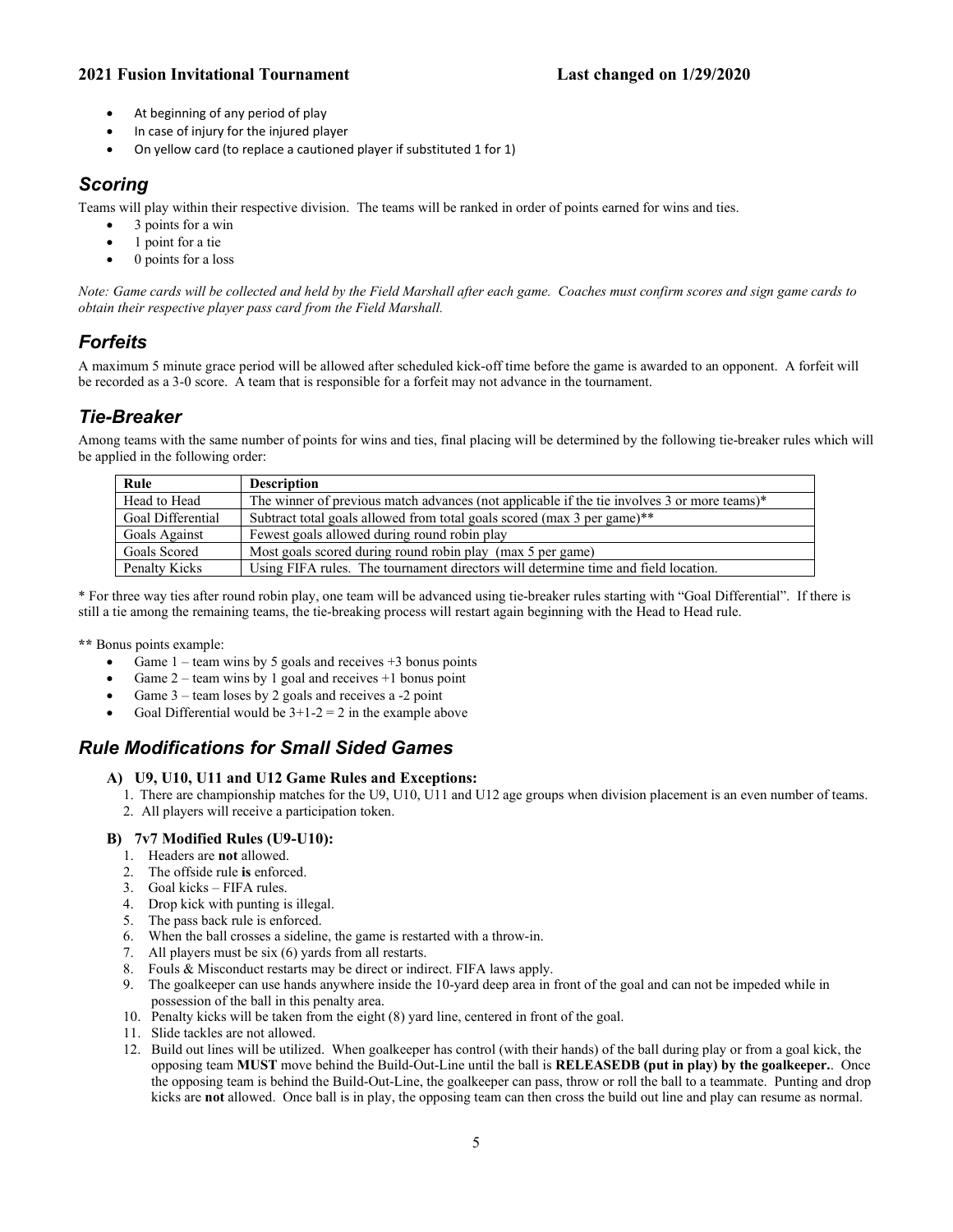- At beginning of any period of play
- In case of injury for the injured player
- On yellow card (to replace a cautioned player if substituted 1 for 1)

## *Scoring*

Teams will play within their respective division. The teams will be ranked in order of points earned for wins and ties.

- 3 points for a win
- 1 point for a tie
- 0 points for a loss

*Note: Game cards will be collected and held by the Field Marshall after each game. Coaches must confirm scores and sign game cards to obtain their respective player pass card from the Field Marshall.*

## *Forfeits*

A maximum 5 minute grace period will be allowed after scheduled kick-off time before the game is awarded to an opponent. A forfeit will be recorded as a 3-0 score. A team that is responsible for a forfeit may not advance in the tournament.

## *Tie-Breaker*

Among teams with the same number of points for wins and ties, final placing will be determined by the following tie-breaker rules which will be applied in the following order:

| Rule | Description |
|---|---|
| Head to Head | The winner of previous match advances (not applicable if the tie involves 3 or more teams)* |
| Goal Differential | Subtract total goals allowed from total goals scored (max 3 per game)** |
| Goals Against | Fewest goals allowed during round robin play |
| Goals Scored | Most goals scored during round robin play (max 5 per game) |
| Penalty Kicks | Using FIFA rules. The tournament directors will determine time and field location. |

\* For three way ties after round robin play, one team will be advanced using tie-breaker rules starting with "Goal Differential". If there is still a tie among the remaining teams, the tie-breaking process will restart again beginning with the Head to Head rule.

\*\* Bonus points example:

- Game 1 – team wins by 5 goals and receives +3 bonus points
- Game 2 – team wins by 1 goal and receives +1 bonus point
- Game 3 – team loses by 2 goals and receives a -2 point
- Goal Differential would be 3+1-2 = 2 in the example above

## *Rule Modifications for Small Sided Games*

### A) U9, U10, U11 and U12 Game Rules and Exceptions:

1. There are championship matches for the U9, U10, U11 and U12 age groups when division placement is an even number of teams.
2. All players will receive a participation token.

### B) 7v7 Modified Rules (U9-U10):

1. Headers are **not** allowed.
2. The offside rule **is** enforced.
3. Goal kicks – FIFA rules.
4. Drop kick with punting is illegal.
5. The pass back rule is enforced.
6. When the ball crosses a sideline, the game is restarted with a throw-in.
7. All players must be six (6) yards from all restarts.
8. Fouls & Misconduct restarts may be direct or indirect. FIFA laws apply.
9. The goalkeeper can use hands anywhere inside the 10-yard deep area in front of the goal and can not be impeded while in possession of the ball in this penalty area.
10. Penalty kicks will be taken from the eight (8) yard line, centered in front of the goal.
11. Slide tackles are not allowed.
12. Build out lines will be utilized. When goalkeeper has control (with their hands) of the ball during play or from a goal kick, the opposing team **MUST** move behind the Build-Out-Line until the ball is **RELEASEDB (put in play) by the goalkeeper.**. Once the opposing team is behind the Build-Out-Line, the goalkeeper can pass, throw or roll the ball to a teammate. Punting and drop kicks are **not** allowed. Once ball is in play, the opposing team can then cross the build out line and play can resume as normal.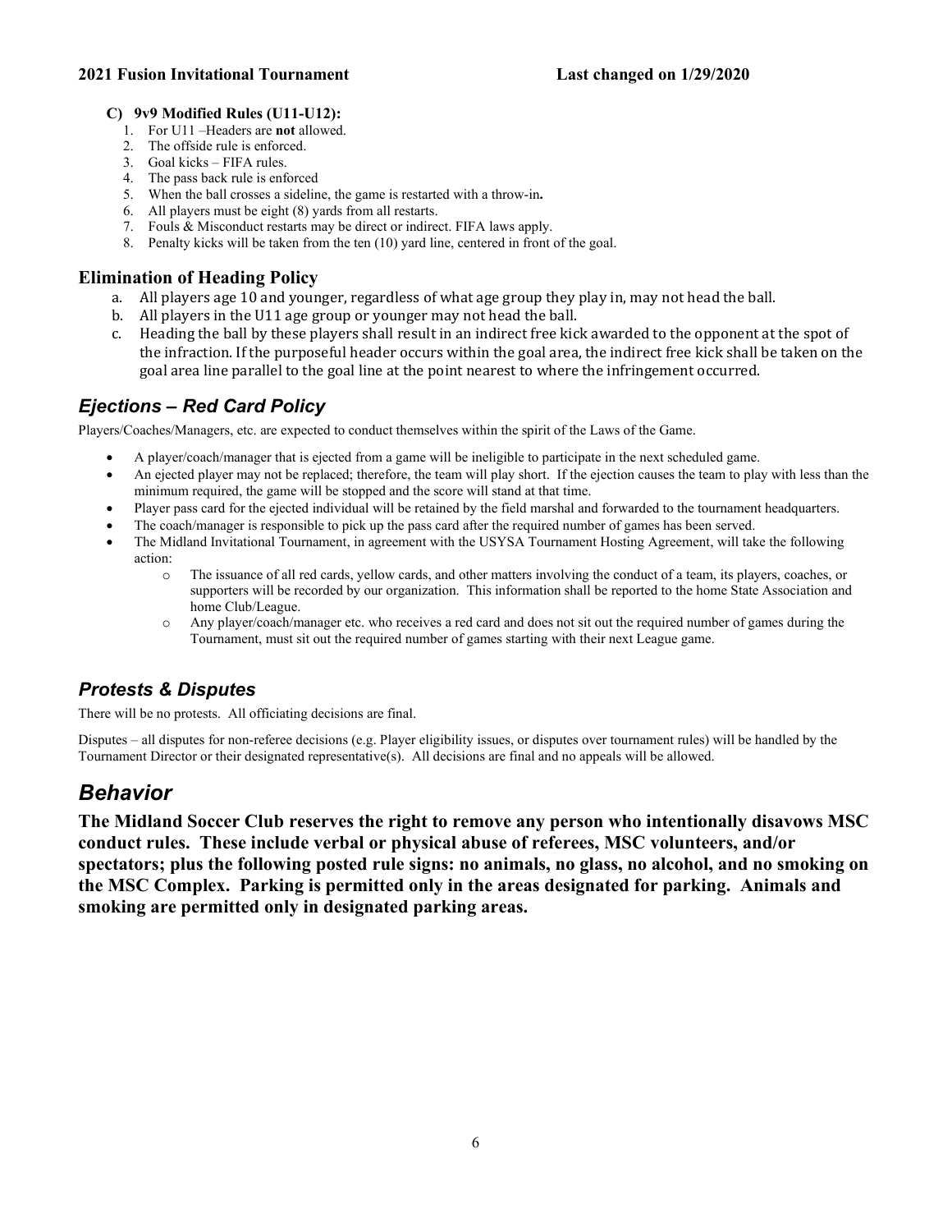**C) 9v9 Modified Rules (U11-U12):**

1. For U11 –Headers are **not** allowed.
2. The offside rule is enforced.
3. Goal kicks – FIFA rules.
4. The pass back rule is enforced
5. When the ball crosses a sideline, the game is restarted with a throw-in**.**
6. All players must be eight (8) yards from all restarts.
7. Fouls & Misconduct restarts may be direct or indirect. FIFA laws apply.
8. Penalty kicks will be taken from the ten (10) yard line, centered in front of the goal.

### Elimination of Heading Policy

a. All players age 10 and younger, regardless of what age group they play in, may not head the ball.
b. All players in the U11 age group or younger may not head the ball.
c. Heading the ball by these players shall result in an indirect free kick awarded to the opponent at the spot of the infraction. If the purposeful header occurs within the goal area, the indirect free kick shall be taken on the goal area line parallel to the goal line at the point nearest to where the infringement occurred.

## *Ejections – Red Card Policy*

Players/Coaches/Managers, etc. are expected to conduct themselves within the spirit of the Laws of the Game.

- A player/coach/manager that is ejected from a game will be ineligible to participate in the next scheduled game.
- An ejected player may not be replaced; therefore, the team will play short. If the ejection causes the team to play with less than the minimum required, the game will be stopped and the score will stand at that time.
- Player pass card for the ejected individual will be retained by the field marshal and forwarded to the tournament headquarters.
- The coach/manager is responsible to pick up the pass card after the required number of games has been served.
- The Midland Invitational Tournament, in agreement with the USYSA Tournament Hosting Agreement, will take the following action:
  - The issuance of all red cards, yellow cards, and other matters involving the conduct of a team, its players, coaches, or supporters will be recorded by our organization. This information shall be reported to the home State Association and home Club/League.
  - Any player/coach/manager etc. who receives a red card and does not sit out the required number of games during the Tournament, must sit out the required number of games starting with their next League game.

## *Protests & Disputes*

There will be no protests. All officiating decisions are final.

Disputes – all disputes for non-referee decisions (e.g. Player eligibility issues, or disputes over tournament rules) will be handled by the Tournament Director or their designated representative(s). All decisions are final and no appeals will be allowed.

# *Behavior*

**The Midland Soccer Club reserves the right to remove any person who intentionally disavows MSC conduct rules. These include verbal or physical abuse of referees, MSC volunteers, and/or spectators; plus the following posted rule signs: no animals, no glass, no alcohol, and no smoking on the MSC Complex. Parking is permitted only in the areas designated for parking. Animals and smoking are permitted only in designated parking areas.**